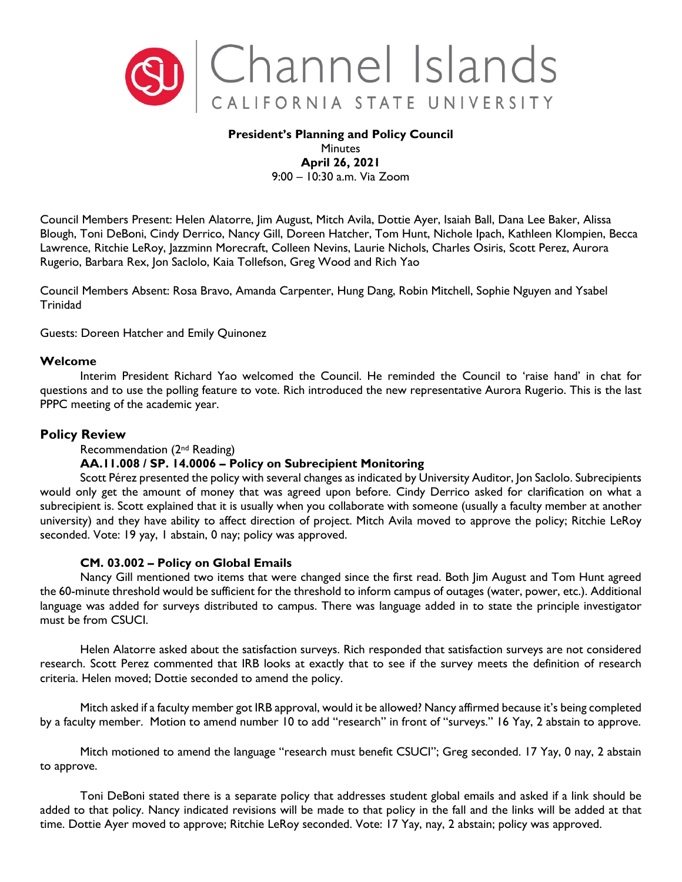Channel Islands

CALIFORNIA STATE UNIVERSITY

**President's Planning and Policy Council**
Minutes
**April 26, 2021**
9:00 – 10:30 a.m. Via Zoom

Council Members Present: Helen Alatorre, Jim August, Mitch Avila, Dottie Ayer, Isaiah Ball, Dana Lee Baker, Alissa Blough, Toni DeBoni, Cindy Derrico, Nancy Gill, Doreen Hatcher, Tom Hunt, Nichole Ipach, Kathleen Klompien, Becca Lawrence, Ritchie LeRoy, Jazzminn Morecraft, Colleen Nevins, Laurie Nichols, Charles Osiris, Scott Perez, Aurora Rugerio, Barbara Rex, Jon Saclolo, Kaia Tollefson, Greg Wood and Rich Yao

Council Members Absent: Rosa Bravo, Amanda Carpenter, Hung Dang, Robin Mitchell, Sophie Nguyen and Ysabel Trinidad

Guests: Doreen Hatcher and Emily Quinonez

## Welcome

Interim President Richard Yao welcomed the Council. He reminded the Council to 'raise hand' in chat for questions and to use the polling feature to vote. Rich introduced the new representative Aurora Rugerio. This is the last PPPC meeting of the academic year.

## Policy Review

Recommendation (2nd Reading)

**AA.11.008 / SP. 14.0006 – Policy on Subrecipient Monitoring**

Scott Pérez presented the policy with several changes as indicated by University Auditor, Jon Saclolo. Subrecipients would only get the amount of money that was agreed upon before. Cindy Derrico asked for clarification on what a subrecipient is. Scott explained that it is usually when you collaborate with someone (usually a faculty member at another university) and they have ability to affect direction of project. Mitch Avila moved to approve the policy; Ritchie LeRoy seconded. Vote: 19 yay, 1 abstain, 0 nay; policy was approved.

**CM. 03.002 – Policy on Global Emails**

Nancy Gill mentioned two items that were changed since the first read. Both Jim August and Tom Hunt agreed the 60-minute threshold would be sufficient for the threshold to inform campus of outages (water, power, etc.). Additional language was added for surveys distributed to campus. There was language added in to state the principle investigator must be from CSUCI.

Helen Alatorre asked about the satisfaction surveys. Rich responded that satisfaction surveys are not considered research. Scott Perez commented that IRB looks at exactly that to see if the survey meets the definition of research criteria. Helen moved; Dottie seconded to amend the policy.

Mitch asked if a faculty member got IRB approval, would it be allowed? Nancy affirmed because it's being completed by a faculty member. Motion to amend number 10 to add "research" in front of "surveys." 16 Yay, 2 abstain to approve.

Mitch motioned to amend the language "research must benefit CSUCI"; Greg seconded. 17 Yay, 0 nay, 2 abstain to approve.

Toni DeBoni stated there is a separate policy that addresses student global emails and asked if a link should be added to that policy. Nancy indicated revisions will be made to that policy in the fall and the links will be added at that time. Dottie Ayer moved to approve; Ritchie LeRoy seconded. Vote: 17 Yay, nay, 2 abstain; policy was approved.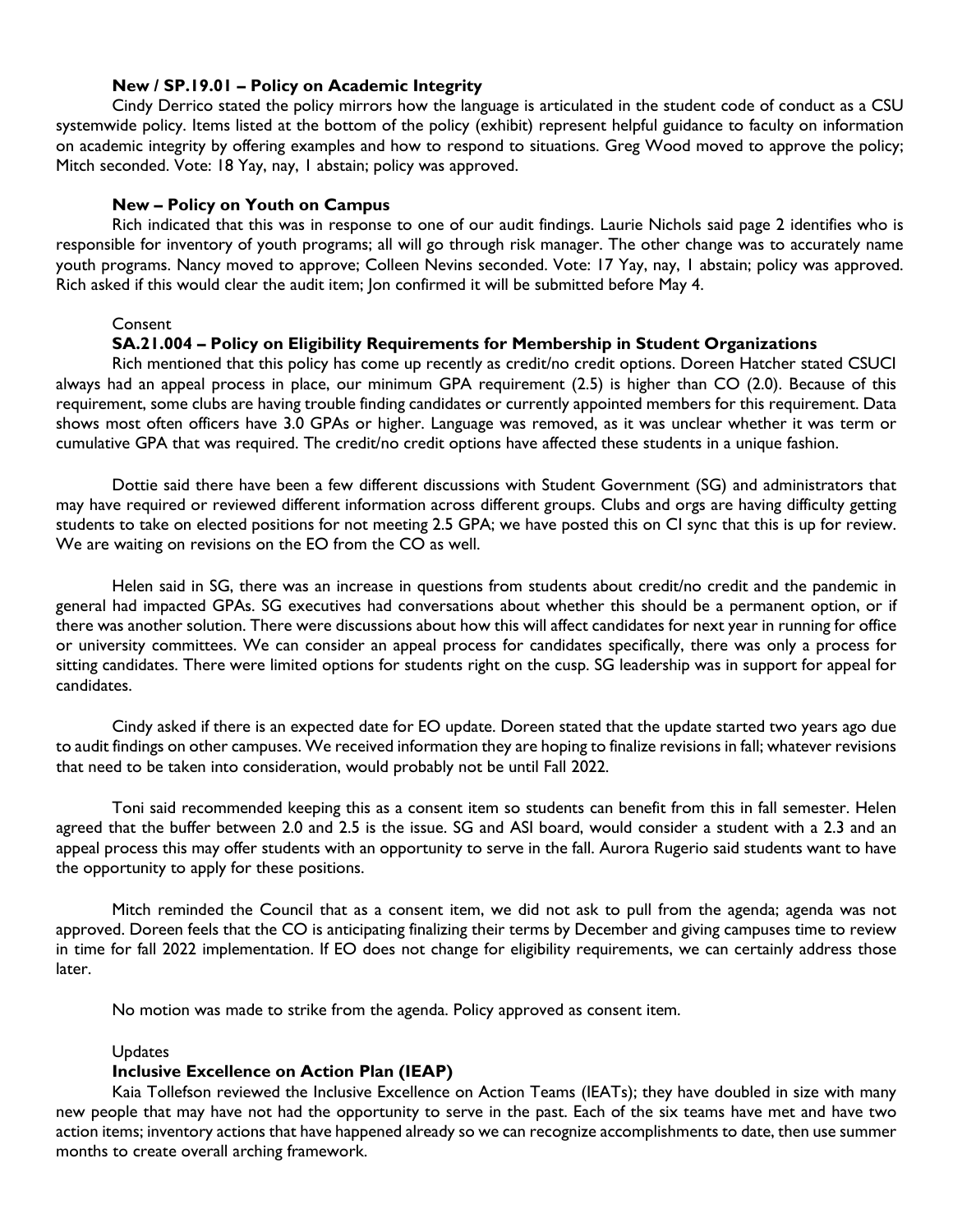**New / SP.19.01 – Policy on Academic Integrity**

Cindy Derrico stated the policy mirrors how the language is articulated in the student code of conduct as a CSU systemwide policy. Items listed at the bottom of the policy (exhibit) represent helpful guidance to faculty on information on academic integrity by offering examples and how to respond to situations. Greg Wood moved to approve the policy; Mitch seconded. Vote: 18 Yay, nay, 1 abstain; policy was approved.

**New – Policy on Youth on Campus**

Rich indicated that this was in response to one of our audit findings. Laurie Nichols said page 2 identifies who is responsible for inventory of youth programs; all will go through risk manager. The other change was to accurately name youth programs. Nancy moved to approve; Colleen Nevins seconded. Vote: 17 Yay, nay, 1 abstain; policy was approved. Rich asked if this would clear the audit item; Jon confirmed it will be submitted before May 4.

Consent

**SA.21.004 – Policy on Eligibility Requirements for Membership in Student Organizations**

Rich mentioned that this policy has come up recently as credit/no credit options. Doreen Hatcher stated CSUCI always had an appeal process in place, our minimum GPA requirement (2.5) is higher than CO (2.0). Because of this requirement, some clubs are having trouble finding candidates or currently appointed members for this requirement. Data shows most often officers have 3.0 GPAs or higher. Language was removed, as it was unclear whether it was term or cumulative GPA that was required. The credit/no credit options have affected these students in a unique fashion.

Dottie said there have been a few different discussions with Student Government (SG) and administrators that may have required or reviewed different information across different groups. Clubs and orgs are having difficulty getting students to take on elected positions for not meeting 2.5 GPA; we have posted this on CI sync that this is up for review. We are waiting on revisions on the EO from the CO as well.

Helen said in SG, there was an increase in questions from students about credit/no credit and the pandemic in general had impacted GPAs. SG executives had conversations about whether this should be a permanent option, or if there was another solution. There were discussions about how this will affect candidates for next year in running for office or university committees. We can consider an appeal process for candidates specifically, there was only a process for sitting candidates. There were limited options for students right on the cusp. SG leadership was in support for appeal for candidates.

Cindy asked if there is an expected date for EO update. Doreen stated that the update started two years ago due to audit findings on other campuses. We received information they are hoping to finalize revisions in fall; whatever revisions that need to be taken into consideration, would probably not be until Fall 2022.

Toni said recommended keeping this as a consent item so students can benefit from this in fall semester. Helen agreed that the buffer between 2.0 and 2.5 is the issue. SG and ASI board, would consider a student with a 2.3 and an appeal process this may offer students with an opportunity to serve in the fall. Aurora Rugerio said students want to have the opportunity to apply for these positions.

Mitch reminded the Council that as a consent item, we did not ask to pull from the agenda; agenda was not approved. Doreen feels that the CO is anticipating finalizing their terms by December and giving campuses time to review in time for fall 2022 implementation. If EO does not change for eligibility requirements, we can certainly address those later.

No motion was made to strike from the agenda. Policy approved as consent item.

Updates

**Inclusive Excellence on Action Plan (IEAP)**

Kaia Tollefson reviewed the Inclusive Excellence on Action Teams (IEATs); they have doubled in size with many new people that may have not had the opportunity to serve in the past. Each of the six teams have met and have two action items; inventory actions that have happened already so we can recognize accomplishments to date, then use summer months to create overall arching framework.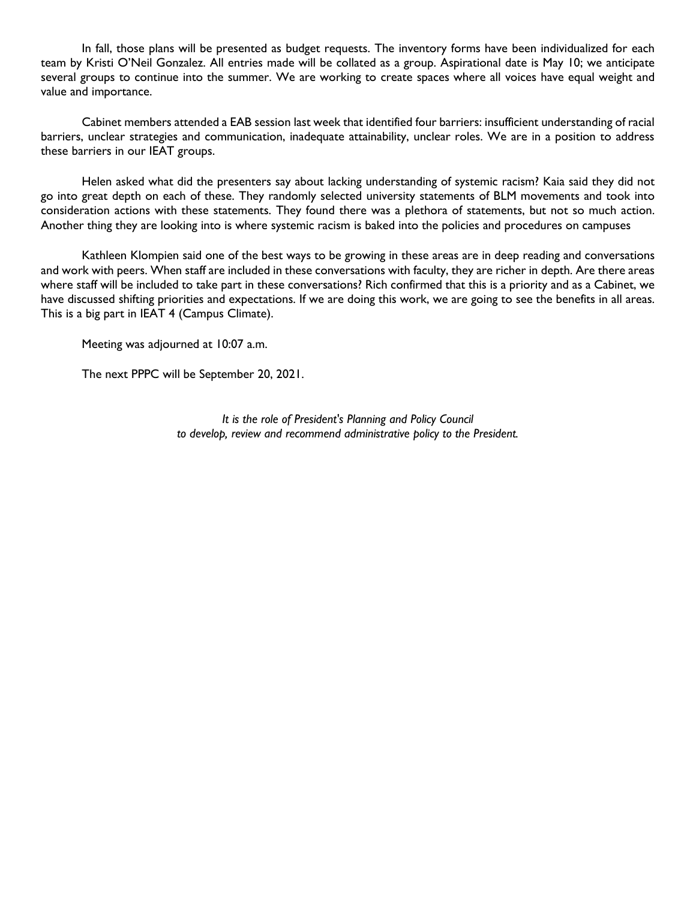In fall, those plans will be presented as budget requests. The inventory forms have been individualized for each team by Kristi O'Neil Gonzalez. All entries made will be collated as a group. Aspirational date is May 10; we anticipate several groups to continue into the summer. We are working to create spaces where all voices have equal weight and value and importance.

Cabinet members attended a EAB session last week that identified four barriers: insufficient understanding of racial barriers, unclear strategies and communication, inadequate attainability, unclear roles. We are in a position to address these barriers in our IEAT groups.

Helen asked what did the presenters say about lacking understanding of systemic racism? Kaia said they did not go into great depth on each of these. They randomly selected university statements of BLM movements and took into consideration actions with these statements. They found there was a plethora of statements, but not so much action. Another thing they are looking into is where systemic racism is baked into the policies and procedures on campuses

Kathleen Klompien said one of the best ways to be growing in these areas are in deep reading and conversations and work with peers. When staff are included in these conversations with faculty, they are richer in depth. Are there areas where staff will be included to take part in these conversations? Rich confirmed that this is a priority and as a Cabinet, we have discussed shifting priorities and expectations. If we are doing this work, we are going to see the benefits in all areas. This is a big part in IEAT 4 (Campus Climate).

Meeting was adjourned at 10:07 a.m.

The next PPPC will be September 20, 2021.

*It is the role of President's Planning and Policy Council to develop, review and recommend administrative policy to the President.*